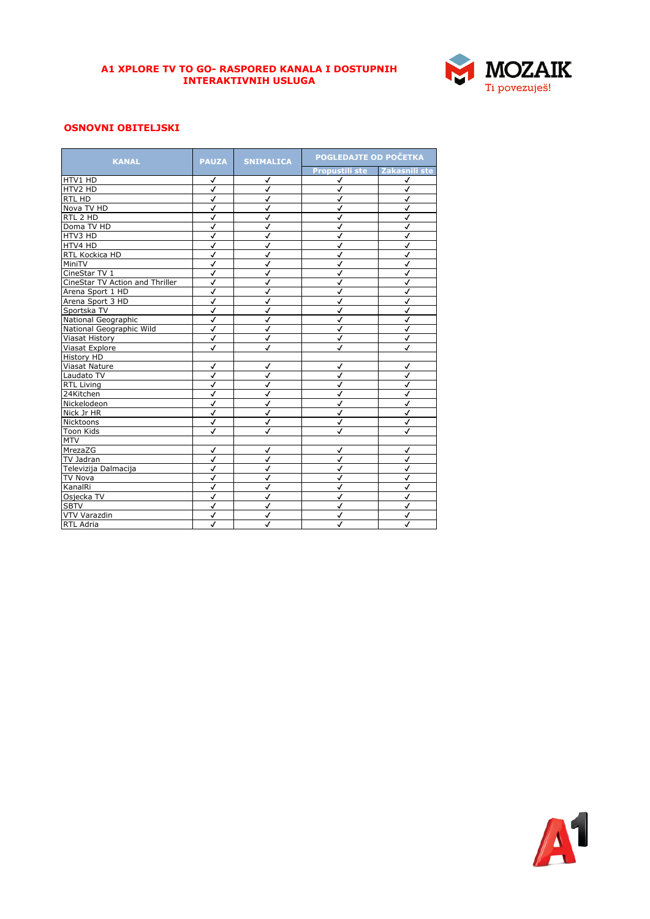# A1 XPLORE TV TO GO- RASPORED KANALA I DOSTUPNIH INTERAKTIVNIH USLUGA

## OSNOVNI OBITELJSKI

| KANAL | PAUZA | SNIMALICA | POGLEDAJTE OD POČETKA | |
|---|---|---|---|---|
| | | | Propustili ste | Zakasnili ste |
| HTV1 HD | ✓ | ✓ | ✓ | ✓ |
| HTV2 HD | ✓ | ✓ | ✓ | ✓ |
| RTL HD | ✓ | ✓ | ✓ | ✓ |
| Nova TV HD | ✓ | ✓ | ✓ | ✓ |
| RTL 2 HD | ✓ | ✓ | ✓ | ✓ |
| Doma TV HD | ✓ | ✓ | ✓ | ✓ |
| HTV3 HD | ✓ | ✓ | ✓ | ✓ |
| HTV4 HD | ✓ | ✓ | ✓ | ✓ |
| RTL Kockica HD | ✓ | ✓ | ✓ | ✓ |
| MiniTV | ✓ | ✓ | ✓ | ✓ |
| CineStar TV 1 | ✓ | ✓ | ✓ | ✓ |
| CineStar TV Action and Thriller | ✓ | ✓ | ✓ | ✓ |
| Arena Sport 1 HD | ✓ | ✓ | ✓ | ✓ |
| Arena Sport 3 HD | ✓ | ✓ | ✓ | ✓ |
| Sportska TV | ✓ | ✓ | ✓ | ✓ |
| National Geographic | ✓ | ✓ | ✓ | ✓ |
| National Geographic Wild | ✓ | ✓ | ✓ | ✓ |
| Viasat History | ✓ | ✓ | ✓ | ✓ |
| Viasat Explore | ✓ | ✓ | ✓ | ✓ |
| History HD | | | | |
| Viasat Nature | ✓ | ✓ | ✓ | ✓ |
| Laudato TV | ✓ | ✓ | ✓ | ✓ |
| RTL Living | ✓ | ✓ | ✓ | ✓ |
| 24Kitchen | ✓ | ✓ | ✓ | ✓ |
| Nickelodeon | ✓ | ✓ | ✓ | ✓ |
| Nick Jr HR | ✓ | ✓ | ✓ | ✓ |
| Nicktoons | ✓ | ✓ | ✓ | ✓ |
| Toon Kids | ✓ | ✓ | ✓ | ✓ |
| MTV | | | | |
| MrezaZG | ✓ | ✓ | ✓ | ✓ |
| TV Jadran | ✓ | ✓ | ✓ | ✓ |
| Televizija Dalmacija | ✓ | ✓ | ✓ | ✓ |
| TV Nova | ✓ | ✓ | ✓ | ✓ |
| KanalRi | ✓ | ✓ | ✓ | ✓ |
| Osjecka TV | ✓ | ✓ | ✓ | ✓ |
| SBTV | ✓ | ✓ | ✓ | ✓ |
| VTV Varazdin | ✓ | ✓ | ✓ | ✓ |
| RTL Adria | ✓ | ✓ | ✓ | ✓ |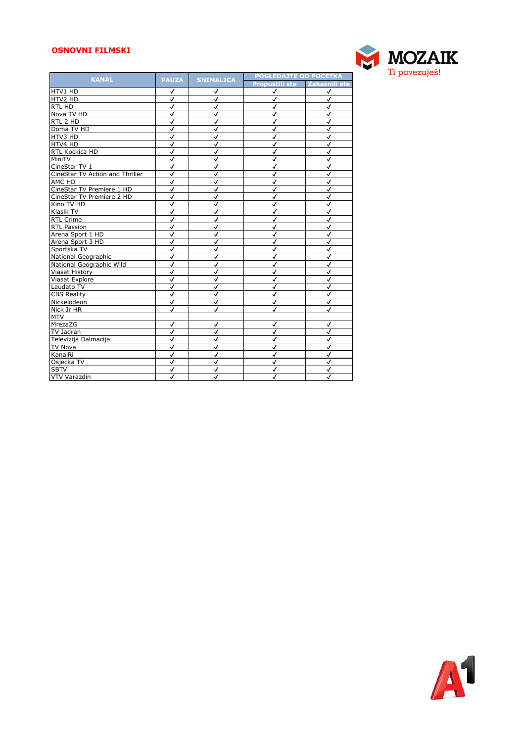## OSNOVNI FILMSKI

MOZAIK
Ti povezuješ!

| KANAL | PAUZA | SNIMALICA | POGLEDAJTE OD POCETKA | |
|---|---|---|---|---|
| | | | Propustili ste | Zakasnili ste |
| HTV1 HD | ✓ | ✓ | ✓ | ✓ |
| HTV2 HD | ✓ | ✓ | ✓ | ✓ |
| RTL HD | ✓ | ✓ | ✓ | ✓ |
| Nova TV HD | ✓ | ✓ | ✓ | ✓ |
| RTL 2 HD | ✓ | ✓ | ✓ | ✓ |
| Doma TV HD | ✓ | ✓ | ✓ | ✓ |
| HTV3 HD | ✓ | ✓ | ✓ | ✓ |
| HTV4 HD | ✓ | ✓ | ✓ | ✓ |
| RTL Kockica HD | ✓ | ✓ | ✓ | ✓ |
| MiniTV | ✓ | ✓ | ✓ | ✓ |
| CineStar TV 1 | ✓ | ✓ | ✓ | ✓ |
| CineStar TV Action and Thriller | ✓ | ✓ | ✓ | ✓ |
| AMC HD | ✓ | ✓ | ✓ | ✓ |
| CineStar TV Premiere 1 HD | ✓ | ✓ | ✓ | ✓ |
| CineStar TV Premiere 2 HD | ✓ | ✓ | ✓ | ✓ |
| Kino TV HD | ✓ | ✓ | ✓ | ✓ |
| Klasik TV | ✓ | ✓ | ✓ | ✓ |
| RTL Crime | ✓ | ✓ | ✓ | ✓ |
| RTL Passion | ✓ | ✓ | ✓ | ✓ |
| Arena Sport 1 HD | ✓ | ✓ | ✓ | ✓ |
| Arena Sport 3 HD | ✓ | ✓ | ✓ | ✓ |
| Sportska TV | ✓ | ✓ | ✓ | ✓ |
| National Geographic | ✓ | ✓ | ✓ | ✓ |
| National Geographic Wild | ✓ | ✓ | ✓ | ✓ |
| Viasat History | ✓ | ✓ | ✓ | ✓ |
| Viasat Explore | ✓ | ✓ | ✓ | ✓ |
| Laudato TV | ✓ | ✓ | ✓ | ✓ |
| CBS Reality | ✓ | ✓ | ✓ | ✓ |
| Nickelodeon | ✓ | ✓ | ✓ | ✓ |
| Nick Jr HR | ✓ | ✓ | ✓ | ✓ |
| MTV | | | | |
| MrezaZG | ✓ | ✓ | ✓ | ✓ |
| TV Jadran | ✓ | ✓ | ✓ | ✓ |
| Televizija Dalmacija | ✓ | ✓ | ✓ | ✓ |
| TV Nova | ✓ | ✓ | ✓ | ✓ |
| KanalRi | ✓ | ✓ | ✓ | ✓ |
| Osjecka TV | ✓ | ✓ | ✓ | ✓ |
| SBTV | ✓ | ✓ | ✓ | ✓ |
| VTV Varazdin | ✓ | ✓ | ✓ | ✓ |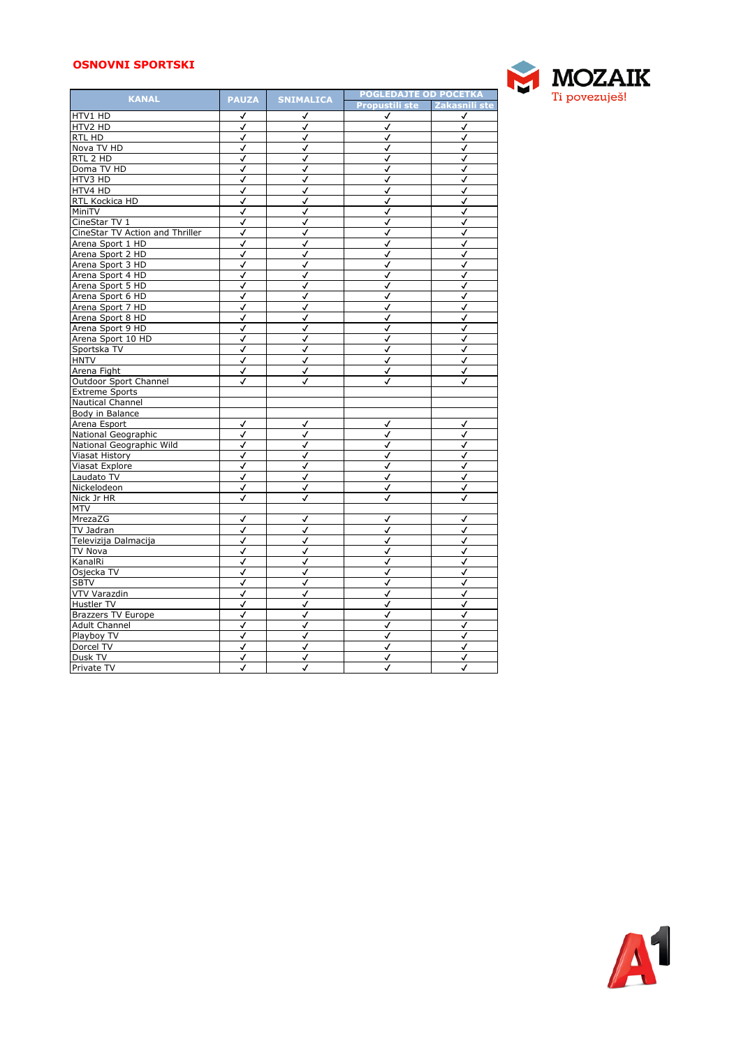## OSNOVNI SPORTSKI

MOZAIK
Ti povezuješ!

| KANAL | PAUZA | SNIMALICA | POGLEDAJTE OD POCETKA | |
|---|---|---|---|---|
| | | | Propustili ste | Zakasnili ste |
| HTV1 HD | ✓ | ✓ | ✓ | ✓ |
| HTV2 HD | ✓ | ✓ | ✓ | ✓ |
| RTL HD | ✓ | ✓ | ✓ | ✓ |
| Nova TV HD | ✓ | ✓ | ✓ | ✓ |
| RTL 2 HD | ✓ | ✓ | ✓ | ✓ |
| Doma TV HD | ✓ | ✓ | ✓ | ✓ |
| HTV3 HD | ✓ | ✓ | ✓ | ✓ |
| HTV4 HD | ✓ | ✓ | ✓ | ✓ |
| RTL Kockica HD | ✓ | ✓ | ✓ | ✓ |
| MiniTV | ✓ | ✓ | ✓ | ✓ |
| CineStar TV 1 | ✓ | ✓ | ✓ | ✓ |
| CineStar TV Action and Thriller | ✓ | ✓ | ✓ | ✓ |
| Arena Sport 1 HD | ✓ | ✓ | ✓ | ✓ |
| Arena Sport 2 HD | ✓ | ✓ | ✓ | ✓ |
| Arena Sport 3 HD | ✓ | ✓ | ✓ | ✓ |
| Arena Sport 4 HD | ✓ | ✓ | ✓ | ✓ |
| Arena Sport 5 HD | ✓ | ✓ | ✓ | ✓ |
| Arena Sport 6 HD | ✓ | ✓ | ✓ | ✓ |
| Arena Sport 7 HD | ✓ | ✓ | ✓ | ✓ |
| Arena Sport 8 HD | ✓ | ✓ | ✓ | ✓ |
| Arena Sport 9 HD | ✓ | ✓ | ✓ | ✓ |
| Arena Sport 10 HD | ✓ | ✓ | ✓ | ✓ |
| Sportska TV | ✓ | ✓ | ✓ | ✓ |
| HNTV | ✓ | ✓ | ✓ | ✓ |
| Arena Fight | ✓ | ✓ | ✓ | ✓ |
| Outdoor Sport Channel | ✓ | ✓ | ✓ | ✓ |
| Extreme Sports | | | | |
| Nautical Channel | | | | |
| Body in Balance | | | | |
| Arena Esport | ✓ | ✓ | ✓ | ✓ |
| National Geographic | ✓ | ✓ | ✓ | ✓ |
| National Geographic Wild | ✓ | ✓ | ✓ | ✓ |
| Viasat History | ✓ | ✓ | ✓ | ✓ |
| Viasat Explore | ✓ | ✓ | ✓ | ✓ |
| Laudato TV | ✓ | ✓ | ✓ | ✓ |
| Nickelodeon | ✓ | ✓ | ✓ | ✓ |
| Nick Jr HR | ✓ | ✓ | ✓ | ✓ |
| MTV | | | | |
| MrezaZG | ✓ | ✓ | ✓ | ✓ |
| TV Jadran | ✓ | ✓ | ✓ | ✓ |
| Televizija Dalmacija | ✓ | ✓ | ✓ | ✓ |
| TV Nova | ✓ | ✓ | ✓ | ✓ |
| KanalRi | ✓ | ✓ | ✓ | ✓ |
| Osjecka TV | ✓ | ✓ | ✓ | ✓ |
| SBTV | ✓ | ✓ | ✓ | ✓ |
| VTV Varazdin | ✓ | ✓ | ✓ | ✓ |
| Hustler TV | ✓ | ✓ | ✓ | ✓ |
| Brazzers TV Europe | ✓ | ✓ | ✓ | ✓ |
| Adult Channel | ✓ | ✓ | ✓ | ✓ |
| Playboy TV | ✓ | ✓ | ✓ | ✓ |
| Dorcel TV | ✓ | ✓ | ✓ | ✓ |
| Dusk TV | ✓ | ✓ | ✓ | ✓ |
| Private TV | ✓ | ✓ | ✓ | ✓ |